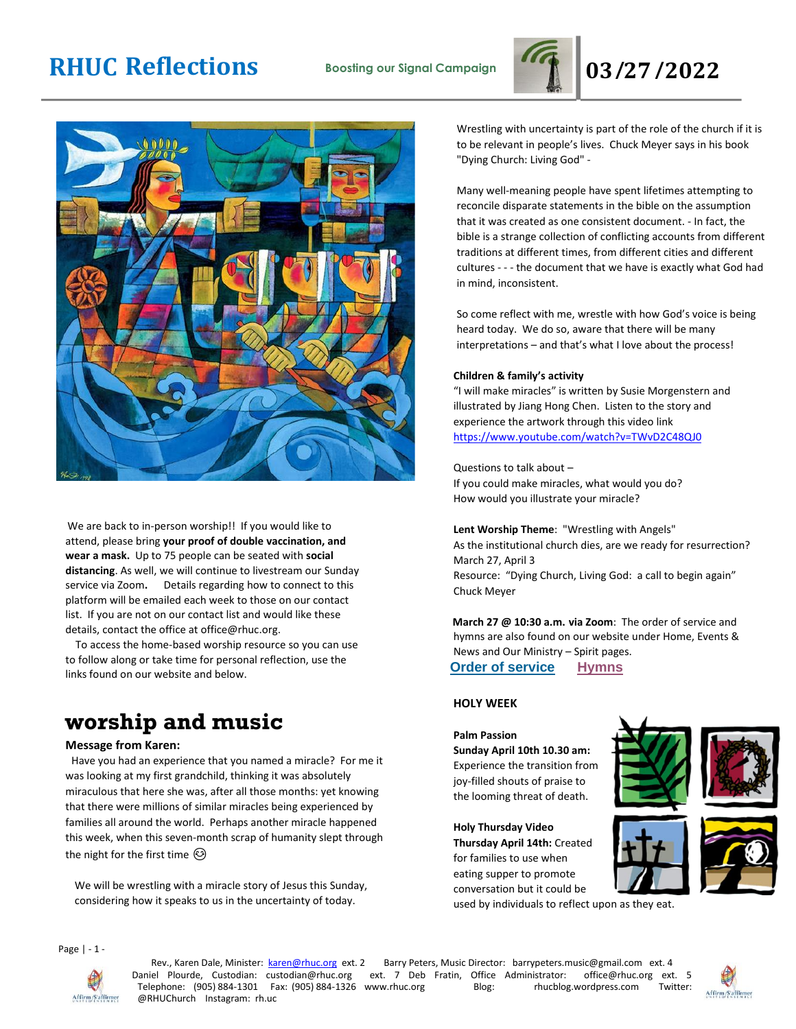# RHUC Reflections

**Boosting our Signal Campaign**

# 03/27/2022

We are back to in-person worship!! If you would like to attend, please bring **your proof of double vaccination, and wear a mask.** Up to 75 people can be seated with **social distancing**. As well, we will continue to livestream our Sunday service via Zoom**.** Details regarding how to connect to this platform will be emailed each week to those on our contact list. If you are not on our contact list and would like these details, contact the office at office@rhuc.org.

To access the home-based worship resource so you can use to follow along or take time for personal reflection, use the links found on our website and below.

## worship and music

### Message from Karen:

Have you had an experience that you named a miracle? For me it was looking at my first grandchild, thinking it was absolutely miraculous that here she was, after all those months: yet knowing that there were millions of similar miracles being experienced by families all around the world. Perhaps another miracle happened this week, when this seven-month scrap of humanity slept through the night for the first time 😊

We will be wrestling with a miracle story of Jesus this Sunday, considering how it speaks to us in the uncertainty of today.

Wrestling with uncertainty is part of the role of the church if it is to be relevant in people's lives. Chuck Meyer says in his book "Dying Church: Living God" -

Many well-meaning people have spent lifetimes attempting to reconcile disparate statements in the bible on the assumption that it was created as one consistent document. - In fact, the bible is a strange collection of conflicting accounts from different traditions at different times, from different cities and different cultures - - - the document that we have is exactly what God had in mind, inconsistent.

So come reflect with me, wrestle with how God's voice is being heard today. We do so, aware that there will be many interpretations – and that's what I love about the process!

**Children & family's activity**

"I will make miracles" is written by Susie Morgenstern and illustrated by Jiang Hong Chen. Listen to the story and experience the artwork through this video link https://www.youtube.com/watch?v=TWvD2C48QJ0

Questions to talk about –
If you could make miracles, what would you do?
How would you illustrate your miracle?

**Lent Worship Theme**: "Wrestling with Angels"
As the institutional church dies, are we ready for resurrection?
March 27, April 3
Resource: "Dying Church, Living God: a call to begin again" Chuck Meyer

**March 27 @ 10:30 a.m. via Zoom**: The order of service and hymns are also found on our website under Home, Events & News and Our Ministry – Spirit pages.

Order of service     Hymns

**HOLY WEEK**

**Palm Passion**
**Sunday April 10th 10.30 am:** Experience the transition from joy-filled shouts of praise to the looming threat of death.

**Holy Thursday Video**
**Thursday April 14th:** Created for families to use when eating supper to promote conversation but it could be used by individuals to reflect upon as they eat.

Rev., Karen Dale, Minister: karen@rhuc.org ext. 2     Barry Peters, Music Director: barrypeters.music@gmail.com ext. 4
Daniel Plourde, Custodian: custodian@rhuc.org ext. 7  Deb Fratin, Office Administrator: office@rhuc.org ext. 5
Telephone: (905) 884-1301  Fax: (905) 884-1326  www.rhuc.org  Blog: rhucblog.wordpress.com  Twitter: @RHUChurch  Instagram: rh.uc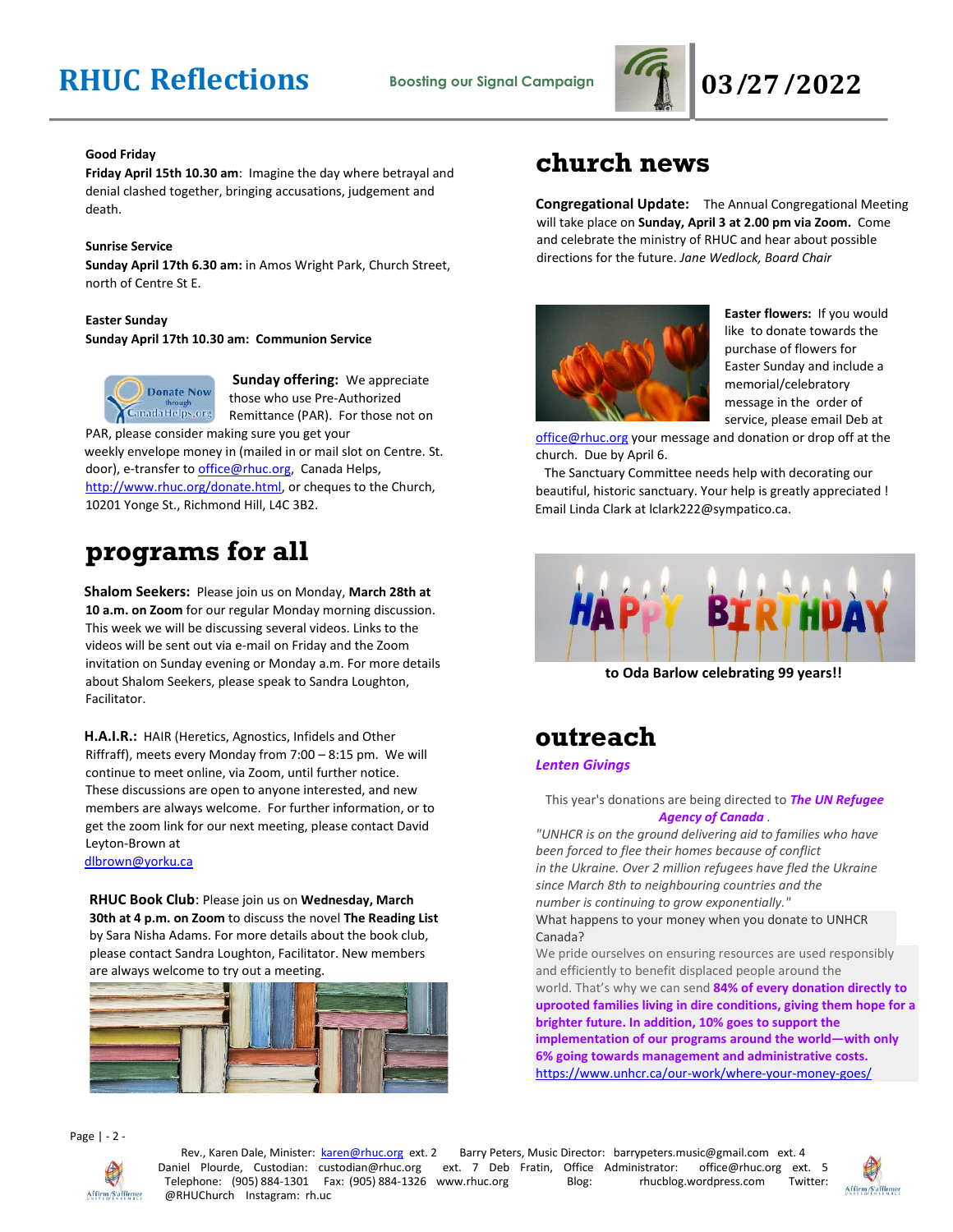# RHUC Reflections

**Boosting our Signal Campaign**

**03/27/2022**

**Good Friday**

**Friday April 15th 10.30 am**: Imagine the day where betrayal and denial clashed together, bringing accusations, judgement and death.

**Sunrise Service**

**Sunday April 17th 6.30 am:** in Amos Wright Park, Church Street, north of Centre St E.

**Easter Sunday**

**Sunday April 17th 10.30 am: Communion Service**

**Sunday offering:** We appreciate those who use Pre-Authorized Remittance (PAR). For those not on PAR, please consider making sure you get your weekly envelope money in (mailed in or mail slot on Centre. St. door), e-transfer to office@rhuc.org, Canada Helps, http://www.rhuc.org/donate.html, or cheques to the Church, 10201 Yonge St., Richmond Hill, L4C 3B2.

## programs for all

**Shalom Seekers:** Please join us on Monday, **March 28th at 10 a.m. on Zoom** for our regular Monday morning discussion. This week we will be discussing several videos. Links to the videos will be sent out via e-mail on Friday and the Zoom invitation on Sunday evening or Monday a.m. For more details about Shalom Seekers, please speak to Sandra Loughton, Facilitator.

**H.A.I.R.:** HAIR (Heretics, Agnostics, Infidels and Other Riffraff), meets every Monday from 7:00 – 8:15 pm. We will continue to meet online, via Zoom, until further notice. These discussions are open to anyone interested, and new members are always welcome. For further information, or to get the zoom link for our next meeting, please contact David Leyton-Brown at dlbrown@yorku.ca

**RHUC Book Club**: Please join us on **Wednesday, March 30th at 4 p.m. on Zoom** to discuss the novel **The Reading List** by Sara Nisha Adams. For more details about the book club, please contact Sandra Loughton, Facilitator. New members are always welcome to try out a meeting.

## church news

**Congregational Update:** The Annual Congregational Meeting will take place on **Sunday, April 3 at 2.00 pm via Zoom.** Come and celebrate the ministry of RHUC and hear about possible directions for the future. *Jane Wedlock, Board Chair*

**Easter flowers:** If you would like to donate towards the purchase of flowers for Easter Sunday and include a memorial/celebratory message in the order of service, please email Deb at office@rhuc.org your message and donation or drop off at the church. Due by April 6.

The Sanctuary Committee needs help with decorating our beautiful, historic sanctuary. Your help is greatly appreciated ! Email Linda Clark at lclark222@sympatico.ca.

**to Oda Barlow celebrating 99 years!!**

## outreach

***Lenten Givings***

This year's donations are being directed to ***The UN Refugee Agency of Canada***.

*"UNHCR is on the ground delivering aid to families who have been forced to flee their homes because of conflict in the Ukraine. Over 2 million refugees have fled the Ukraine since March 8th to neighbouring countries and the number is continuing to grow exponentially."*

What happens to your money when you donate to UNHCR Canada?

We pride ourselves on ensuring resources are used responsibly and efficiently to benefit displaced people around the world. That's why we can send **84% of every donation directly to uprooted families living in dire conditions, giving them hope for a brighter future. In addition, 10% goes to support the implementation of our programs around the world—with only 6% going towards management and administrative costs.**
https://www.unhcr.ca/our-work/where-your-money-goes/

Rev., Karen Dale, Minister: karen@rhuc.org ext. 2 Barry Peters, Music Director: barrypeters.music@gmail.com ext. 4 Daniel Plourde, Custodian: custodian@rhuc.org ext. 7 Deb Fratin, Office Administrator: office@rhuc.org ext. 5 Telephone: (905) 884-1301 Fax: (905) 884-1326 www.rhuc.org Blog: rhucblog.wordpress.com Twitter: @RHUChurch Instagram: rh.uc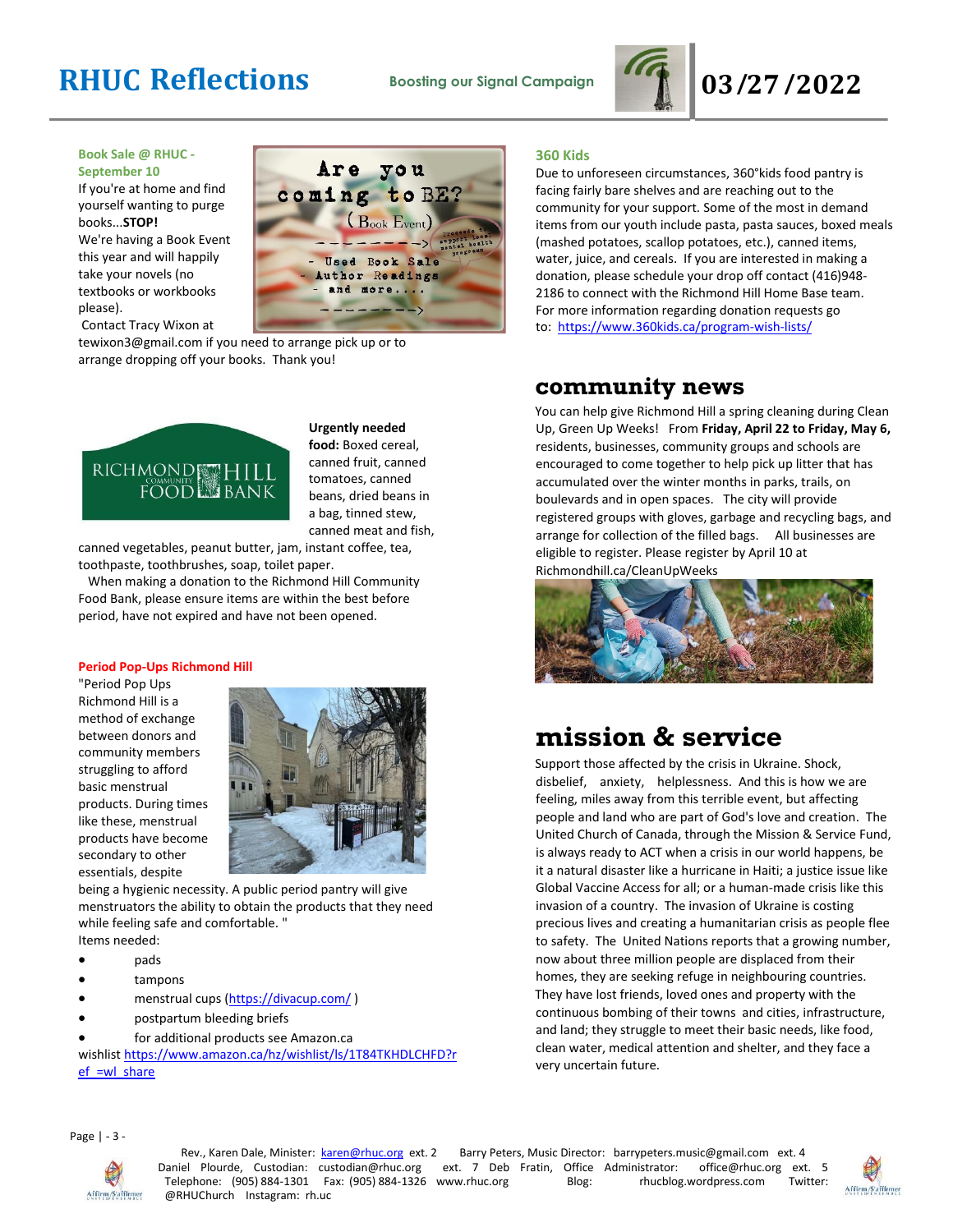# RHUC Reflections

**Boosting our Signal Campaign**

**03/27/2022**

### Book Sale @ RHUC - September 10

If you're at home and find yourself wanting to purge books...**STOP!**

We're having a Book Event this year and will happily take your novels (no textbooks or workbooks please).

Contact Tracy Wixon at tewixon3@gmail.com if you need to arrange pick up or to arrange dropping off your books. Thank you!

Are you coming to BE? (Book Event) - Used Book Sale - Author Readings - and more.... Proceeds to support local mental health programs

### Richmond Hill Community Food Bank

**Urgently needed food:** Boxed cereal, canned fruit, canned tomatoes, canned beans, dried beans in a bag, tinned stew, canned meat and fish, canned vegetables, peanut butter, jam, instant coffee, tea, toothpaste, toothbrushes, soap, toilet paper.

When making a donation to the Richmond Hill Community Food Bank, please ensure items are within the best before period, have not expired and have not been opened.

### Period Pop-Ups Richmond Hill

"Period Pop Ups Richmond Hill is a method of exchange between donors and community members struggling to afford basic menstrual products. During times like these, menstrual products have become secondary to other essentials, despite being a hygienic necessity. A public period pantry will give menstruators the ability to obtain the products that they need while feeling safe and comfortable."

Items needed:

- pads
- tampons
- menstrual cups (https://divacup.com/ )
- postpartum bleeding briefs
- for additional products see Amazon.ca

wishlist https://www.amazon.ca/hz/wishlist/ls/1T84TKHDLCHFD?ref_=wl_share

### 360 Kids

Due to unforeseen circumstances, 360°kids food pantry is facing fairly bare shelves and are reaching out to the community for your support. Some of the most in demand items from our youth include pasta, pasta sauces, boxed meals (mashed potatoes, scallop potatoes, etc.), canned items, water, juice, and cereals. If you are interested in making a donation, please schedule your drop off contact (416)948-2186 to connect with the Richmond Hill Home Base team. For more information regarding donation requests go to: https://www.360kids.ca/program-wish-lists/

## community news

You can help give Richmond Hill a spring cleaning during Clean Up, Green Up Weeks! From **Friday, April 22 to Friday, May 6,** residents, businesses, community groups and schools are encouraged to come together to help pick up litter that has accumulated over the winter months in parks, trails, on boulevards and in open spaces. The city will provide registered groups with gloves, garbage and recycling bags, and arrange for collection of the filled bags. All businesses are eligible to register. Please register by April 10 at Richmondhill.ca/CleanUpWeeks

## mission & service

Support those affected by the crisis in Ukraine. Shock, disbelief, anxiety, helplessness. And this is how we are feeling, miles away from this terrible event, but affecting people and land who are part of God's love and creation. The United Church of Canada, through the Mission & Service Fund, is always ready to ACT when a crisis in our world happens, be it a natural disaster like a hurricane in Haiti; a justice issue like Global Vaccine Access for all; or a human-made crisis like this invasion of a country. The invasion of Ukraine is costing precious lives and creating a humanitarian crisis as people flee to safety. The United Nations reports that a growing number, now about three million people are displaced from their homes, they are seeking refuge in neighbouring countries. They have lost friends, loved ones and property with the continuous bombing of their towns and cities, infrastructure, and land; they struggle to meet their basic needs, like food, clean water, medical attention and shelter, and they face a very uncertain future.

Rev., Karen Dale, Minister: karen@rhuc.org ext. 2 Barry Peters, Music Director: barrypeters.music@gmail.com ext. 4
Daniel Plourde, Custodian: custodian@rhuc.org ext. 7 Deb Fratin, Office Administrator: office@rhuc.org ext. 5
Telephone: (905) 884-1301 Fax: (905) 884-1326 www.rhuc.org Blog: rhucblog.wordpress.com Twitter: @RHUChurch Instagram: rh.uc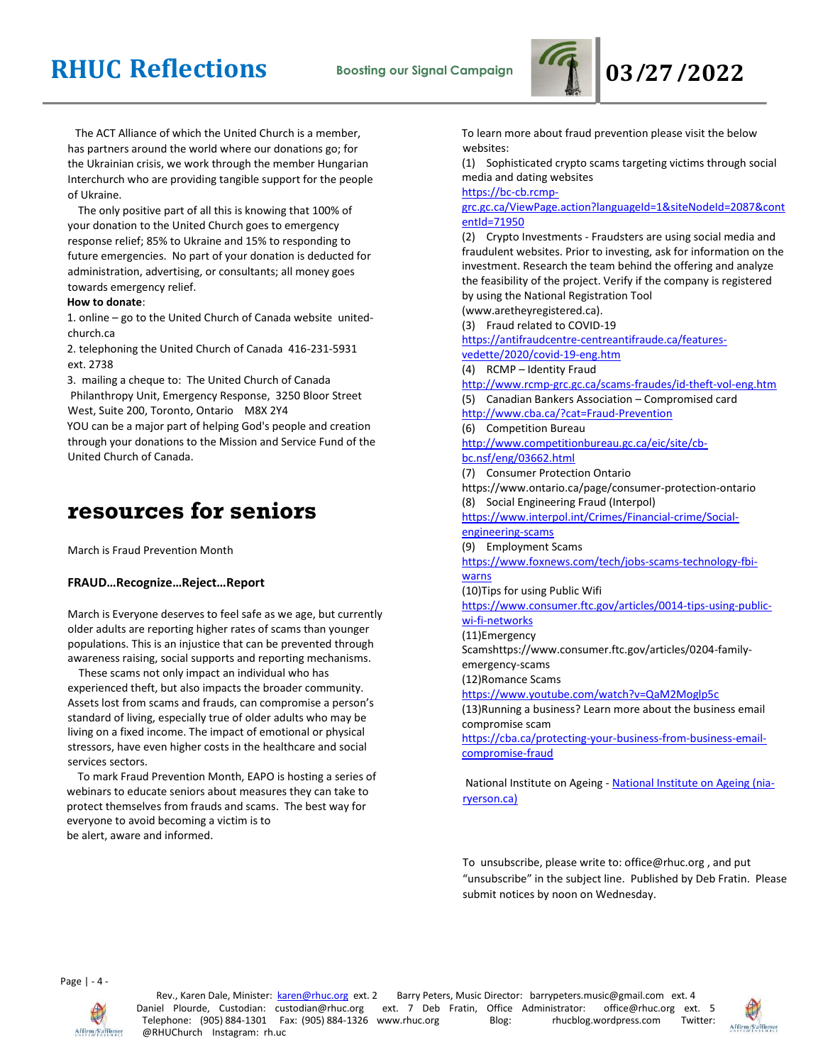The ACT Alliance of which the United Church is a member, has partners around the world where our donations go; for the Ukrainian crisis, we work through the member Hungarian Interchurch who are providing tangible support for the people of Ukraine.

The only positive part of all this is knowing that 100% of your donation to the United Church goes to emergency response relief; 85% to Ukraine and 15% to responding to future emergencies. No part of your donation is deducted for administration, advertising, or consultants; all money goes towards emergency relief.

**How to donate**:

1. online – go to the United Church of Canada website united-church.ca
2. telephoning the United Church of Canada 416-231-5931 ext. 2738
3. mailing a cheque to: The United Church of Canada Philanthropy Unit, Emergency Response, 3250 Bloor Street West, Suite 200, Toronto, Ontario M8X 2Y4

YOU can be a major part of helping God's people and creation through your donations to the Mission and Service Fund of the United Church of Canada.

# resources for seniors

March is Fraud Prevention Month

**FRAUD…Recognize…Reject…Report**

March is Everyone deserves to feel safe as we age, but currently older adults are reporting higher rates of scams than younger populations. This is an injustice that can be prevented through awareness raising, social supports and reporting mechanisms.

These scams not only impact an individual who has experienced theft, but also impacts the broader community. Assets lost from scams and frauds, can compromise a person's standard of living, especially true of older adults who may be living on a fixed income. The impact of emotional or physical stressors, have even higher costs in the healthcare and social services sectors.

To mark Fraud Prevention Month, EAPO is hosting a series of webinars to educate seniors about measures they can take to protect themselves from frauds and scams. The best way for everyone to avoid becoming a victim is to be alert, aware and informed.

To learn more about fraud prevention please visit the below websites:

(1) Sophisticated crypto scams targeting victims through social media and dating websites
https://bc-cb.rcmp-grc.gc.ca/ViewPage.action?languageId=1&siteNodeId=2087&contentId=71950

(2) Crypto Investments - Fraudsters are using social media and fraudulent websites. Prior to investing, ask for information on the investment. Research the team behind the offering and analyze the feasibility of the project. Verify if the company is registered by using the National Registration Tool (www.aretheyregistered.ca).

(3) Fraud related to COVID-19
https://antifraudcentre-centreantifraude.ca/features-vedette/2020/covid-19-eng.htm

(4) RCMP – Identity Fraud
http://www.rcmp-grc.gc.ca/scams-fraudes/id-theft-vol-eng.htm

(5) Canadian Bankers Association – Compromised card
http://www.cba.ca/?cat=Fraud-Prevention

(6) Competition Bureau
http://www.competitionbureau.gc.ca/eic/site/cb-bc.nsf/eng/03662.html

(7) Consumer Protection Ontario
https://www.ontario.ca/page/consumer-protection-ontario

(8) Social Engineering Fraud (Interpol)
https://www.interpol.int/Crimes/Financial-crime/Social-engineering-scams

(9) Employment Scams
https://www.foxnews.com/tech/jobs-scams-technology-fbi-warns

(10)Tips for using Public Wifi
https://www.consumer.ftc.gov/articles/0014-tips-using-public-wi-fi-networks

(11)Emergency Scamshttps://www.consumer.ftc.gov/articles/0204-family-emergency-scams

(12)Romance Scams
https://www.youtube.com/watch?v=QaM2Moglp5c

(13)Running a business? Learn more about the business email compromise scam
https://cba.ca/protecting-your-business-from-business-email-compromise-fraud

National Institute on Ageing - National Institute on Ageing (nia-ryerson.ca)

To unsubscribe, please write to: office@rhuc.org , and put "unsubscribe" in the subject line. Published by Deb Fratin. Please submit notices by noon on Wednesday.